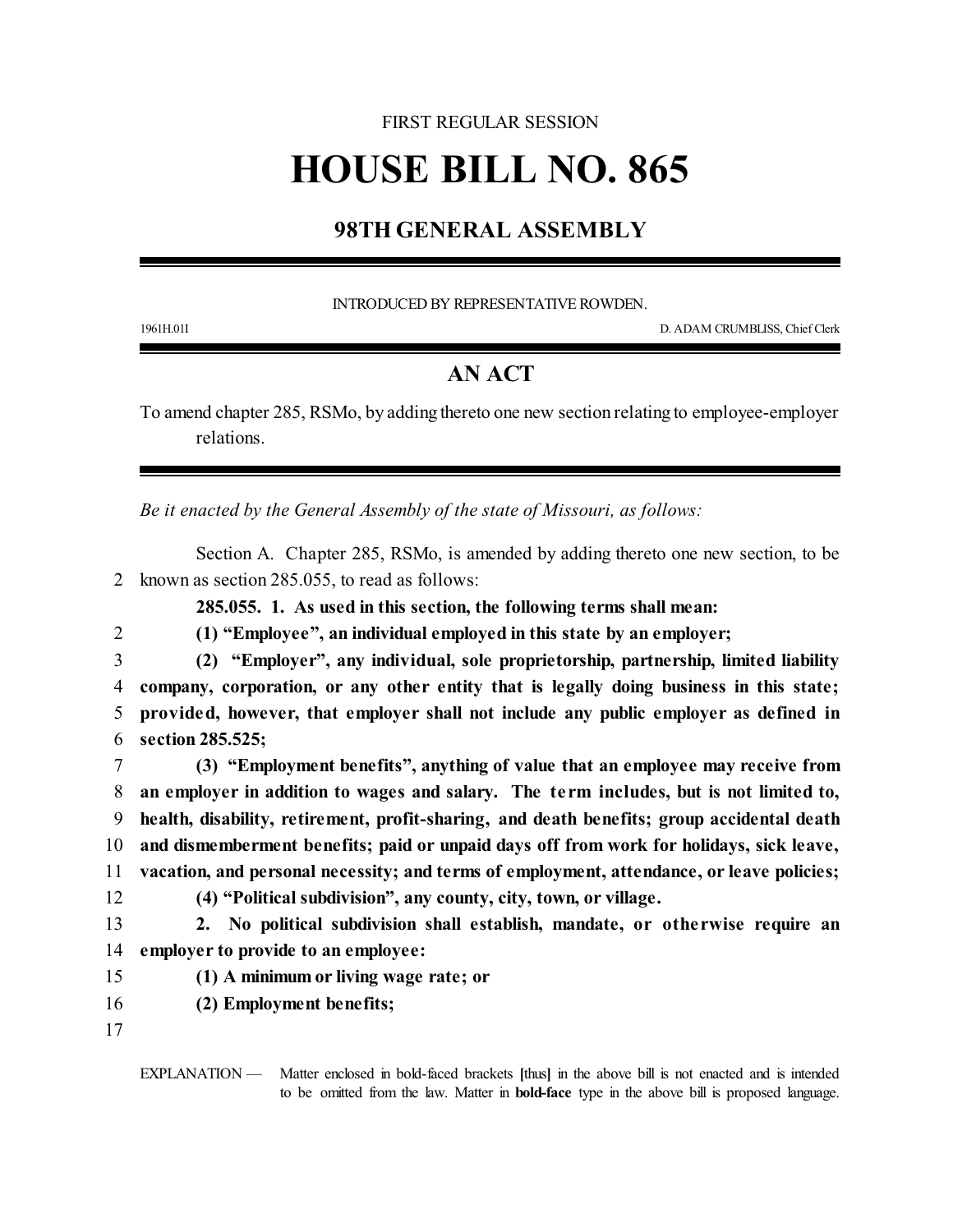FIRST REGULAR SESSION

# HOUSE BILL NO. 865

## 98TH GENERAL ASSEMBLY

INTRODUCED BY REPRESENTATIVE ROWDEN.

1961H.01I D. ADAM CRUMBLISS, Chief Clerk

## AN ACT

To amend chapter 285, RSMo, by adding thereto one new section relating to employee-employer relations.

*Be it enacted by the General Assembly of the state of Missouri, as follows:*

Section A. Chapter 285, RSMo, is amended by adding thereto one new section, to be known as section 285.055, to read as follows:

**285.055. 1. As used in this section, the following terms shall mean:**

**(1) "Employee", an individual employed in this state by an employer;**

**(2) "Employer", any individual, sole proprietorship, partnership, limited liability company, corporation, or any other entity that is legally doing business in this state; provided, however, that employer shall not include any public employer as defined in section 285.525;**

**(3) "Employment benefits", anything of value that an employee may receive from an employer in addition to wages and salary. The term includes, but is not limited to, health, disability, retirement, profit-sharing, and death benefits; group accidental death and dismemberment benefits; paid or unpaid days off from work for holidays, sick leave, vacation, and personal necessity; and terms of employment, attendance, or leave policies;**

**(4) "Political subdivision", any county, city, town, or village.**

**2. No political subdivision shall establish, mandate, or otherwise require an employer to provide to an employee:**

**(1) A minimum or living wage rate; or**

**(2) Employment benefits;**

EXPLANATION — Matter enclosed in bold-faced brackets **[**thus**]** in the above bill is not enacted and is intended to be omitted from the law. Matter in **bold-face** type in the above bill is proposed language.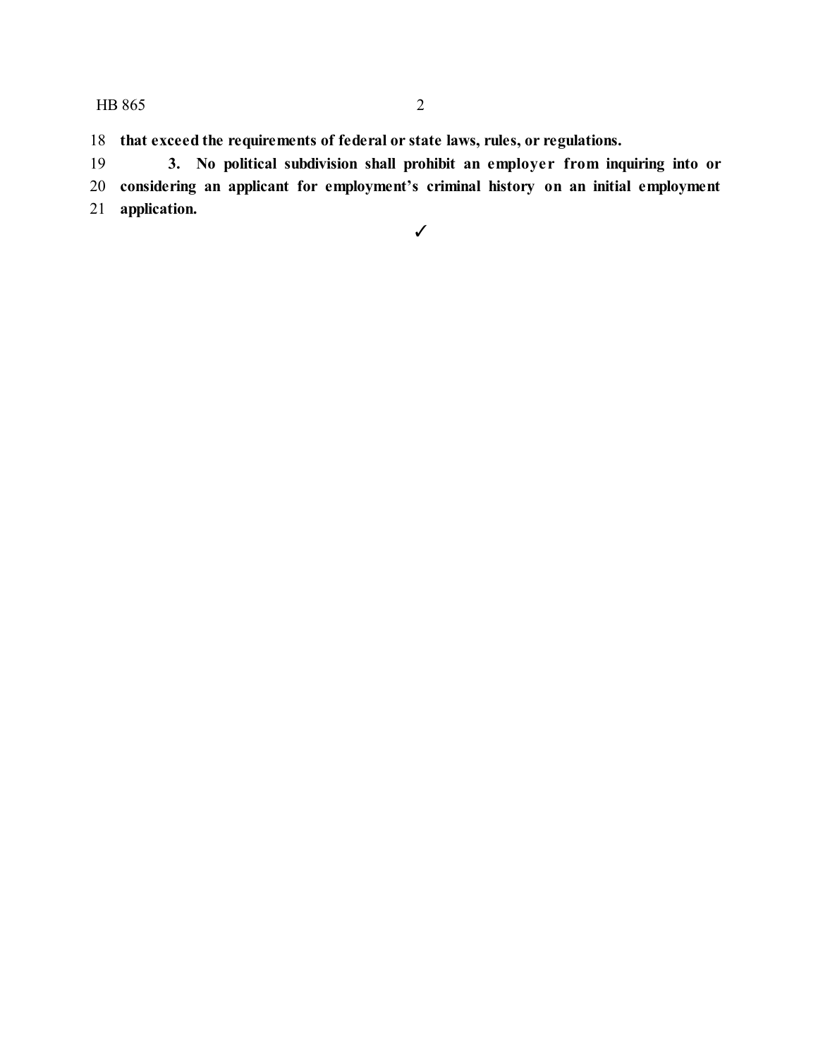**that exceed the requirements of federal or state laws, rules, or regulations.**

**3. No political subdivision shall prohibit an employer from inquiring into or considering an applicant for employment's criminal history on an initial employment application.**

✓